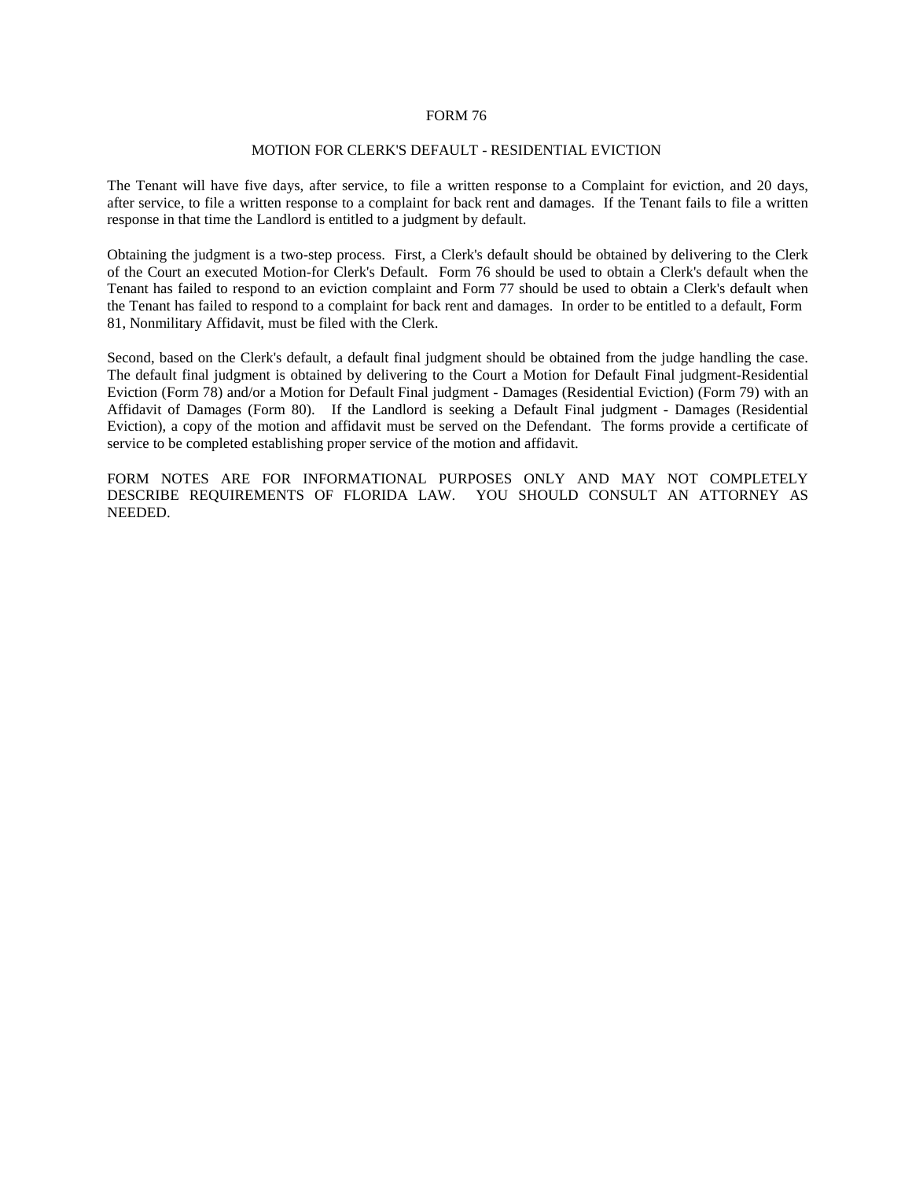# FORM 76

## MOTION FOR CLERK'S DEFAULT - RESIDENTIAL EVICTION

The Tenant will have five days, after service, to file a written response to a Complaint for eviction, and 20 days, after service, to file a written response to a complaint for back rent and damages. If the Tenant fails to file a written response in that time the Landlord is entitled to a judgment by default.

Obtaining the judgment is a two-step process. First, a Clerk's default should be obtained by delivering to the Clerk of the Court an executed Motion-for Clerk's Default. Form 76 should be used to obtain a Clerk's default when the Tenant has failed to respond to an eviction complaint and Form 77 should be used to obtain a Clerk's default when the Tenant has failed to respond to a complaint for back rent and damages. In order to be entitled to a default, Form 81, Nonmilitary Affidavit, must be filed with the Clerk.

Second, based on the Clerk's default, a default final judgment should be obtained from the judge handling the case. The default final judgment is obtained by delivering to the Court a Motion for Default Final judgment-Residential Eviction (Form 78) and/or a Motion for Default Final judgment - Damages (Residential Eviction) (Form 79) with an Affidavit of Damages (Form 80). If the Landlord is seeking a Default Final judgment - Damages (Residential Eviction), a copy of the motion and affidavit must be served on the Defendant. The forms provide a certificate of service to be completed establishing proper service of the motion and affidavit.

FORM NOTES ARE FOR INFORMATIONAL PURPOSES ONLY AND MAY NOT COMPLETELY DESCRIBE REQUIREMENTS OF FLORIDA LAW. YOU SHOULD CONSULT AN ATTORNEY AS NEEDED.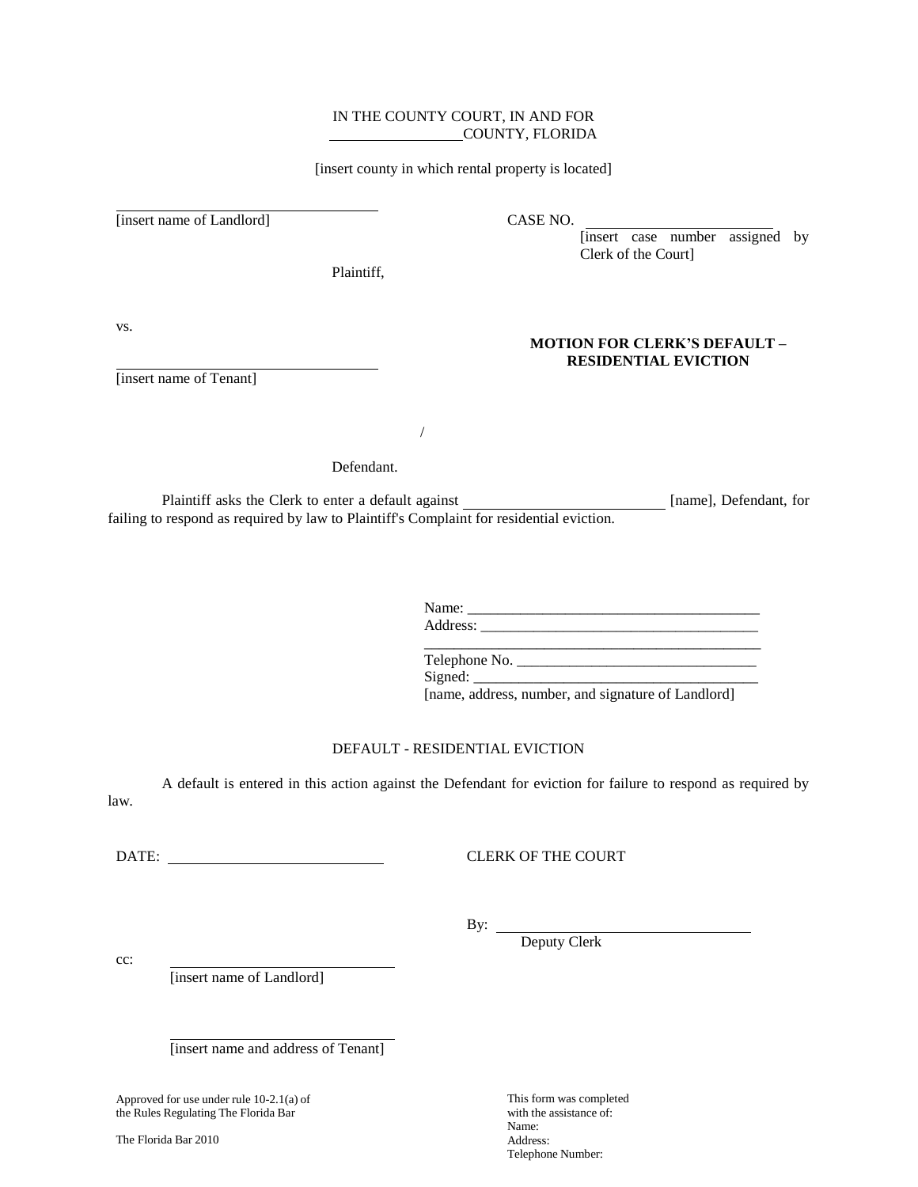IN THE COUNTY COURT, IN AND FOR
\_\_\_\_\_\_\_\_\_\_\_\_\_\_\_\_\_\_COUNTY, FLORIDA

[insert county in which rental property is located]

\_\_\_\_\_\_\_\_\_\_\_\_\_\_\_\_\_\_\_\_\_\_\_\_\_\_\_\_\_\_\_\_\_\_
[insert name of Landlord]

Plaintiff,

CASE NO. \_\_\_\_\_\_\_\_\_\_\_\_\_\_\_\_\_\_\_\_\_\_\_\_\_\_
[insert case number assigned by Clerk of the Court]

vs.

\_\_\_\_\_\_\_\_\_\_\_\_\_\_\_\_\_\_\_\_\_\_\_\_\_\_\_\_\_\_\_\_\_\_
[insert name of Tenant]

/

Defendant.

**MOTION FOR CLERK'S DEFAULT –**
**RESIDENTIAL EVICTION**

Plaintiff asks the Clerk to enter a default against \_\_\_\_\_\_\_\_\_\_\_\_\_\_\_\_\_\_\_\_\_\_\_\_\_\_ [name], Defendant, for failing to respond as required by law to Plaintiff's Complaint for residential eviction.

Name: \_\_\_\_\_\_\_\_\_\_\_\_\_\_\_\_\_\_\_\_\_\_\_\_\_\_\_\_\_\_\_\_\_\_\_\_\_\_\_
Address: \_\_\_\_\_\_\_\_\_\_\_\_\_\_\_\_\_\_\_\_\_\_\_\_\_\_\_\_\_\_\_\_\_\_\_\_\_
\_\_\_\_\_\_\_\_\_\_\_\_\_\_\_\_\_\_\_\_\_\_\_\_\_\_\_\_\_\_\_\_\_\_\_\_\_\_\_\_\_\_\_\_
Telephone No. \_\_\_\_\_\_\_\_\_\_\_\_\_\_\_\_\_\_\_\_\_\_\_\_\_\_\_\_\_\_\_\_
Signed: \_\_\_\_\_\_\_\_\_\_\_\_\_\_\_\_\_\_\_\_\_\_\_\_\_\_\_\_\_\_\_\_\_\_\_\_\_\_
[name, address, number, and signature of Landlord]

DEFAULT - RESIDENTIAL EVICTION

A default is entered in this action against the Defendant for eviction for failure to respond as required by law.

DATE: \_\_\_\_\_\_\_\_\_\_\_\_\_\_\_\_\_\_\_\_\_\_\_\_\_\_\_\_

CLERK OF THE COURT

By: \_\_\_\_\_\_\_\_\_\_\_\_\_\_\_\_\_\_\_\_\_\_\_\_\_\_\_\_\_\_\_\_\_\_
Deputy Clerk

cc: \_\_\_\_\_\_\_\_\_\_\_\_\_\_\_\_\_\_\_\_\_\_\_\_\_\_\_\_\_\_\_\_\_
[insert name of Landlord]

\_\_\_\_\_\_\_\_\_\_\_\_\_\_\_\_\_\_\_\_\_\_\_\_\_\_\_\_\_\_\_\_\_
[insert name and address of Tenant]

Approved for use under rule 10-2.1(a) of the Rules Regulating The Florida Bar

The Florida Bar 2010

This form was completed with the assistance of:
Name:
Address:
Telephone Number: